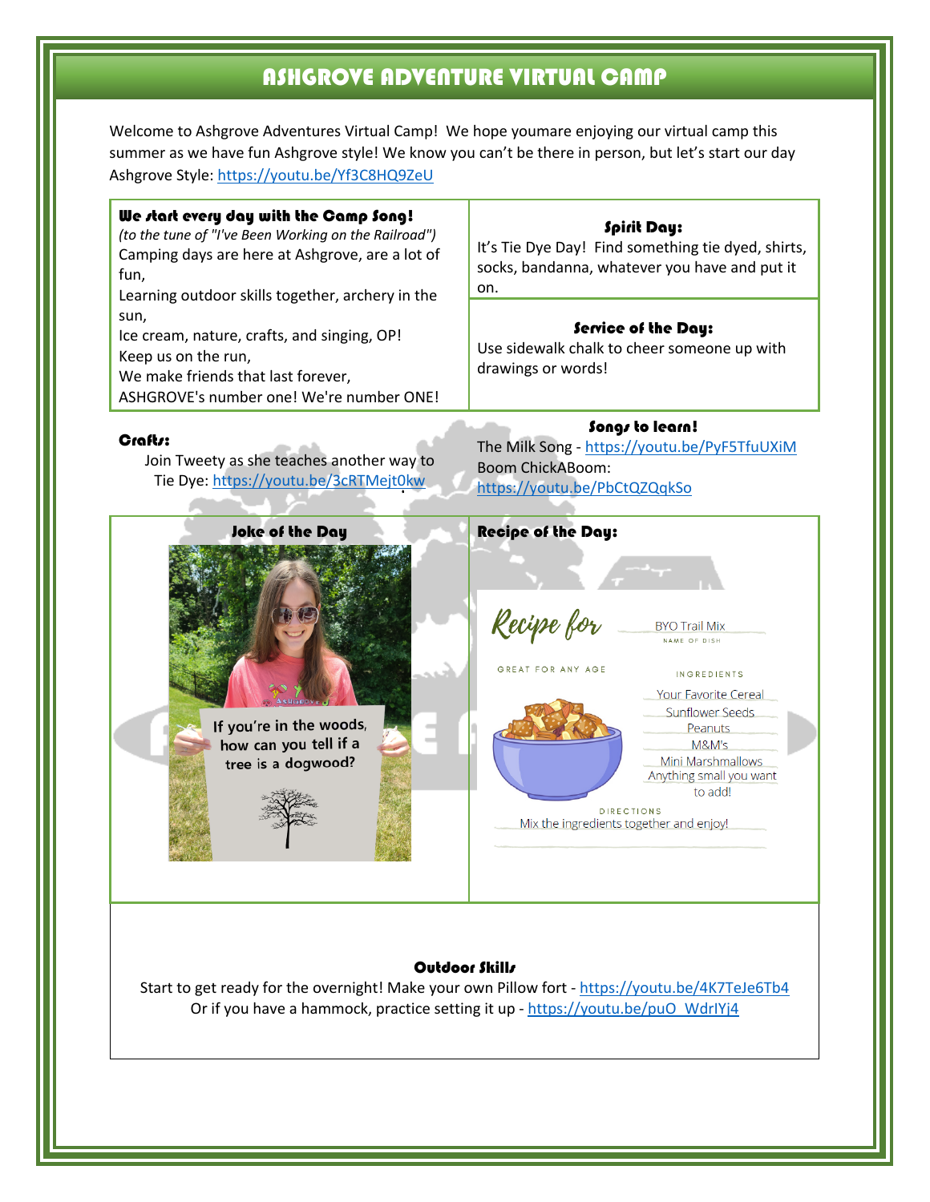# ASHGROVE ADVENTURE VIRTUAL CAMP

Welcome to Ashgrove Adventures Virtual Camp! We hope youmare enjoying our virtual camp this summer as we have fun Ashgrove style! We know you can't be there in person, but let's start our day Ashgrove Style: https://youtu.be/Yf3C8HQ9ZeU

### We start every day with the Camp Song!

*(to the tune of "I've Been Working on the Railroad")*

Camping days are here at Ashgrove, are a lot of fun,
Learning outdoor skills together, archery in the sun,
Ice cream, nature, crafts, and singing, OP!
Keep us on the run,
We make friends that last forever,
ASHGROVE's number one! We're number ONE!

### Spirit Day:

It's Tie Dye Day! Find something tie dyed, shirts, socks, bandanna, whatever you have and put it on.

### Service of the Day:

Use sidewalk chalk to cheer someone up with drawings or words!

### Crafts:

Join Tweety as she teaches another way to Tie Dye: https://youtu.be/3cRTMejt0kw

### Songs to learn!

The Milk Song - https://youtu.be/PyF5TfuUXiM
Boom ChickABoom: https://youtu.be/PbCtQZQqkSo

### Joke of the Day

If you're in the woods, how can you tell if a tree is a dogwood?

### Recipe of the Day:

Recipe for BYO Trail Mix
NAME OF DISH

GREAT FOR ANY AGE

INGREDIENTS

- Your Favorite Cereal
- Sunflower Seeds
- Peanuts
- M&M's
- Mini Marshmallows
- Anything small you want to add!

DIRECTIONS

Mix the ingredients together and enjoy!

### Outdoor Skills

Start to get ready for the overnight! Make your own Pillow fort - https://youtu.be/4K7TeJe6Tb4
Or if you have a hammock, practice setting it up - https://youtu.be/puO_WdrlYj4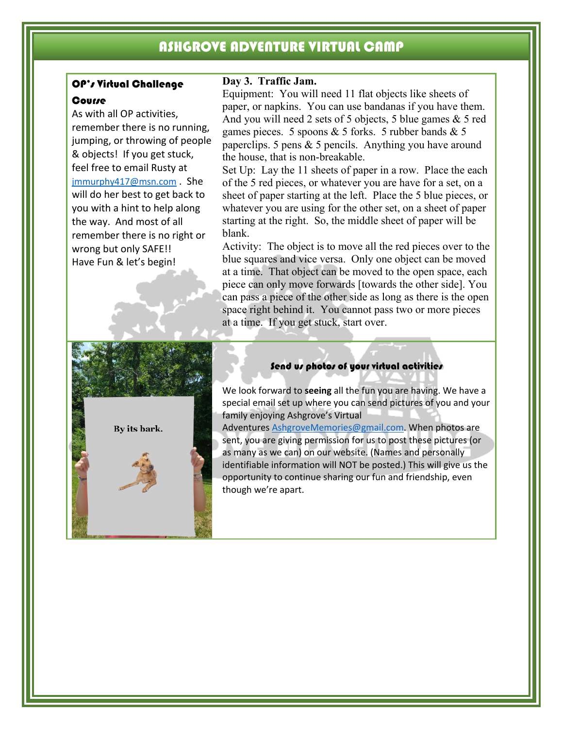# ASHGROVE ADVENTURE VIRTUAL CAMP

## OP's Virtual Challenge Course

As with all OP activities, remember there is no running, jumping, or throwing of people & objects! If you get stuck, feel free to email Rusty at jmmurphy417@msn.com . She will do her best to get back to you with a hint to help along the way. And most of all remember there is no right or wrong but only SAFE!! Have Fun & let's begin!

**Day 3. Traffic Jam.**

Equipment: You will need 11 flat objects like sheets of paper, or napkins. You can use bandanas if you have them. And you will need 2 sets of 5 objects, 5 blue games & 5 red games pieces. 5 spoons & 5 forks. 5 rubber bands & 5 paperclips. 5 pens & 5 pencils. Anything you have around the house, that is non-breakable.

Set Up: Lay the 11 sheets of paper in a row. Place the each of the 5 red pieces, or whatever you are have for a set, on a sheet of paper starting at the left. Place the 5 blue pieces, or whatever you are using for the other set, on a sheet of paper starting at the right. So, the middle sheet of paper will be blank.

Activity: The object is to move all the red pieces over to the blue squares and vice versa. Only one object can be moved at a time. That object can be moved to the open space, each piece can only move forwards [towards the other side]. You can pass a piece of the other side as long as there is the open space right behind it. You cannot pass two or more pieces at a time. If you get stuck, start over.

By its bark.

## Send us photos of your virtual activities

We look forward to **seeing** all the fun you are having. We have a special email set up where you can send pictures of you and your family enjoying Ashgrove's Virtual Adventures AshgroveMemories@gmail.com. When photos are sent, you are giving permission for us to post these pictures (or as many as we can) on our website. (Names and personally identifiable information will NOT be posted.) This will give us the opportunity to continue sharing our fun and friendship, even though we're apart.